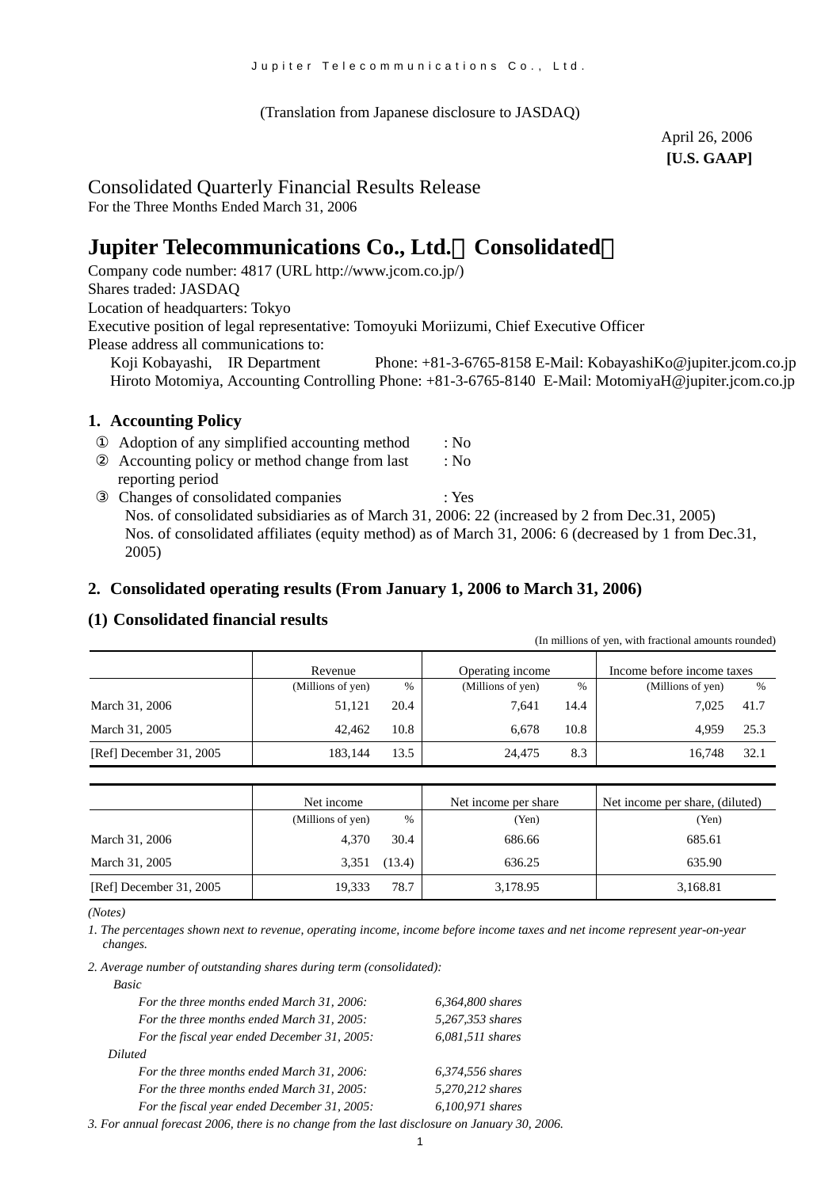(Translation from Japanese disclosure to JASDAQ)

April 26, 2006
**[U.S. GAAP]**

# Consolidated Quarterly Financial Results Release

For the Three Months Ended March 31, 2006

# Jupiter Telecommunications Co., Ltd.（Consolidated）

Company code number: 4817 (URL http://www.jcom.co.jp/)
Shares traded: JASDAQ
Location of headquarters: Tokyo
Executive position of legal representative: Tomoyuki Moriizumi, Chief Executive Officer
Please address all communications to:
Koji Kobayashi, IR Department Phone: +81-3-6765-8158 E-Mail: KobayashiKo@jupiter.jcom.co.jp
Hiroto Motomiya, Accounting Controlling Phone: +81-3-6765-8140 E-Mail: MotomiyaH@jupiter.jcom.co.jp

## 1. Accounting Policy

① Adoption of any simplified accounting method : No
② Accounting policy or method change from last reporting period : No
③ Changes of consolidated companies : Yes
Nos. of consolidated subsidiaries as of March 31, 2006: 22 (increased by 2 from Dec.31, 2005)
Nos. of consolidated affiliates (equity method) as of March 31, 2006: 6 (decreased by 1 from Dec.31, 2005)

## 2. Consolidated operating results (From January 1, 2006 to March 31, 2006)

### (1) Consolidated financial results

(In millions of yen, with fractional amounts rounded)

| | Revenue | | Operating income | | Income before income taxes | |
|---|---|---|---|---|---|---|
| | (Millions of yen) | % | (Millions of yen) | % | (Millions of yen) | % |
| March 31, 2006 | 51,121 | 20.4 | 7,641 | 14.4 | 7,025 | 41.7 |
| March 31, 2005 | 42,462 | 10.8 | 6,678 | 10.8 | 4,959 | 25.3 |
| [Ref] December 31, 2005 | 183,144 | 13.5 | 24,475 | 8.3 | 16,748 | 32.1 |

| | Net income | | Net income per share | Net income per share, (diluted) |
|---|---|---|---|---|
| | (Millions of yen) | % | (Yen) | (Yen) |
| March 31, 2006 | 4,370 | 30.4 | 686.66 | 685.61 |
| March 31, 2005 | 3,351 | (13.4) | 636.25 | 635.90 |
| [Ref] December 31, 2005 | 19,333 | 78.7 | 3,178.95 | 3,168.81 |

*(Notes)*

*1. The percentages shown next to revenue, operating income, income before income taxes and net income represent year-on-year changes.*

*2. Average number of outstanding shares during term (consolidated):*

*Basic*

| | |
|---|---|
| *For the three months ended March 31, 2006:* | *6,364,800 shares* |
| *For the three months ended March 31, 2005:* | *5,267,353 shares* |
| *For the fiscal year ended December 31, 2005:* | *6,081,511 shares* |

*Diluted*

| | |
|---|---|
| *For the three months ended March 31, 2006:* | *6,374,556 shares* |
| *For the three months ended March 31, 2005:* | *5,270,212 shares* |
| *For the fiscal year ended December 31, 2005:* | *6,100,971 shares* |

*3. For annual forecast 2006, there is no change from the last disclosure on January 30, 2006.*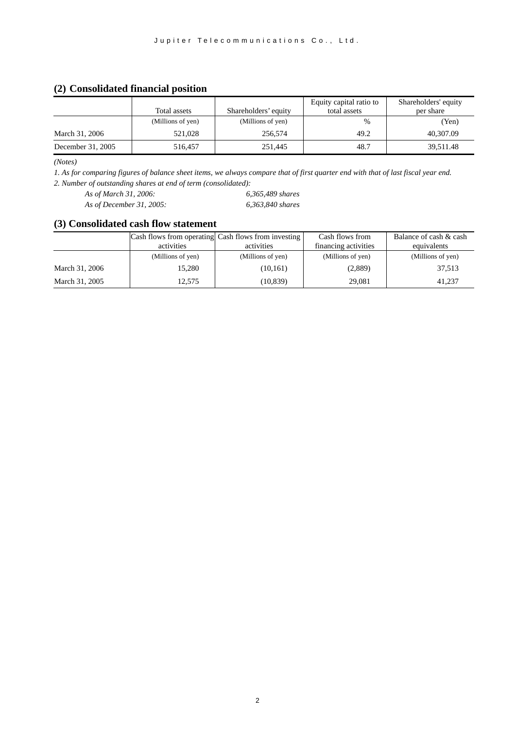## (2) Consolidated financial position

| | Total assets | Shareholders' equity | Equity capital ratio to total assets | Shareholders' equity per share |
|---|---|---|---|---|
| | (Millions of yen) | (Millions of yen) | % | (Yen) |
| March 31, 2006 | 521,028 | 256,574 | 49.2 | 40,307.09 |
| December 31, 2005 | 516,457 | 251,445 | 48.7 | 39,511.48 |

*(Notes)*

*1. As for comparing figures of balance sheet items, we always compare that of first quarter end with that of last fiscal year end.*

*2. Number of outstanding shares at end of term (consolidated):*

*As of March 31, 2006: 6,365,489 shares*

*As of December 31, 2005: 6,363,840 shares*

## (3) Consolidated cash flow statement

| | Cash flows from operating activities | Cash flows from investing activities | Cash flows from financing activities | Balance of cash & cash equivalents |
|---|---|---|---|---|
| | (Millions of yen) | (Millions of yen) | (Millions of yen) | (Millions of yen) |
| March 31, 2006 | 15,280 | (10,161) | (2,889) | 37,513 |
| March 31, 2005 | 12,575 | (10,839) | 29,081 | 41,237 |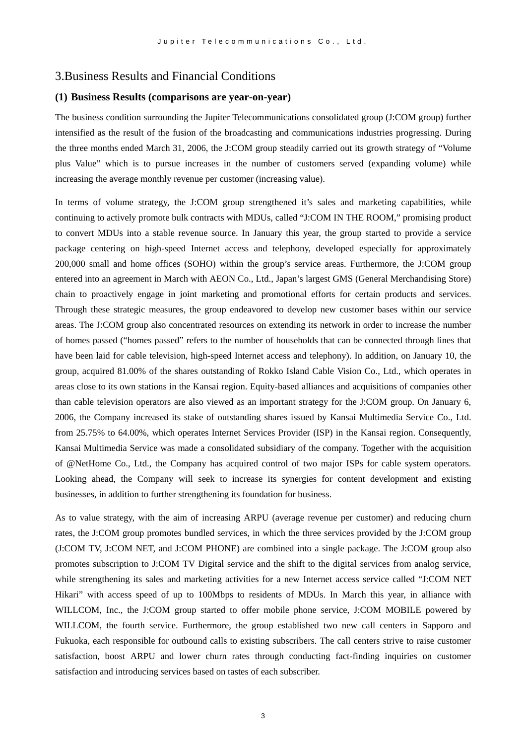## 3.Business Results and Financial Conditions

### (1) Business Results (comparisons are year-on-year)

The business condition surrounding the Jupiter Telecommunications consolidated group (J:COM group) further intensified as the result of the fusion of the broadcasting and communications industries progressing. During the three months ended March 31, 2006, the J:COM group steadily carried out its growth strategy of "Volume plus Value" which is to pursue increases in the number of customers served (expanding volume) while increasing the average monthly revenue per customer (increasing value).

In terms of volume strategy, the J:COM group strengthened it's sales and marketing capabilities, while continuing to actively promote bulk contracts with MDUs, called "J:COM IN THE ROOM," promising product to convert MDUs into a stable revenue source. In January this year, the group started to provide a service package centering on high-speed Internet access and telephony, developed especially for approximately 200,000 small and home offices (SOHO) within the group's service areas. Furthermore, the J:COM group entered into an agreement in March with AEON Co., Ltd., Japan's largest GMS (General Merchandising Store) chain to proactively engage in joint marketing and promotional efforts for certain products and services. Through these strategic measures, the group endeavored to develop new customer bases within our service areas. The J:COM group also concentrated resources on extending its network in order to increase the number of homes passed ("homes passed" refers to the number of households that can be connected through lines that have been laid for cable television, high-speed Internet access and telephony). In addition, on January 10, the group, acquired 81.00% of the shares outstanding of Rokko Island Cable Vision Co., Ltd., which operates in areas close to its own stations in the Kansai region. Equity-based alliances and acquisitions of companies other than cable television operators are also viewed as an important strategy for the J:COM group. On January 6, 2006, the Company increased its stake of outstanding shares issued by Kansai Multimedia Service Co., Ltd. from 25.75% to 64.00%, which operates Internet Services Provider (ISP) in the Kansai region. Consequently, Kansai Multimedia Service was made a consolidated subsidiary of the company. Together with the acquisition of @NetHome Co., Ltd., the Company has acquired control of two major ISPs for cable system operators. Looking ahead, the Company will seek to increase its synergies for content development and existing businesses, in addition to further strengthening its foundation for business.

As to value strategy, with the aim of increasing ARPU (average revenue per customer) and reducing churn rates, the J:COM group promotes bundled services, in which the three services provided by the J:COM group (J:COM TV, J:COM NET, and J:COM PHONE) are combined into a single package. The J:COM group also promotes subscription to J:COM TV Digital service and the shift to the digital services from analog service, while strengthening its sales and marketing activities for a new Internet access service called "J:COM NET Hikari" with access speed of up to 100Mbps to residents of MDUs. In March this year, in alliance with WILLCOM, Inc., the J:COM group started to offer mobile phone service, J:COM MOBILE powered by WILLCOM, the fourth service. Furthermore, the group established two new call centers in Sapporo and Fukuoka, each responsible for outbound calls to existing subscribers. The call centers strive to raise customer satisfaction, boost ARPU and lower churn rates through conducting fact-finding inquiries on customer satisfaction and introducing services based on tastes of each subscriber.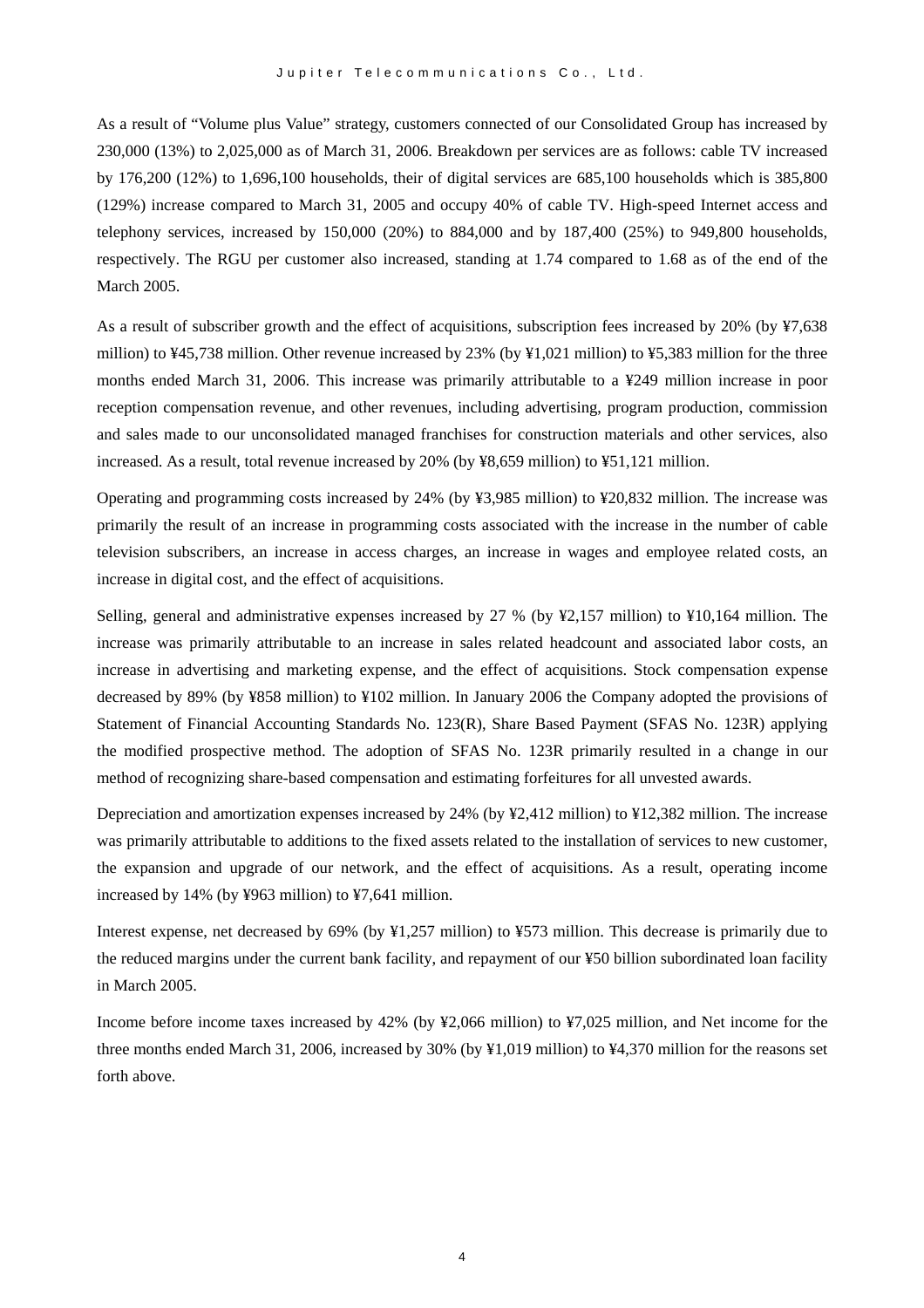As a result of "Volume plus Value" strategy, customers connected of our Consolidated Group has increased by 230,000 (13%) to 2,025,000 as of March 31, 2006. Breakdown per services are as follows: cable TV increased by 176,200 (12%) to 1,696,100 households, their of digital services are 685,100 households which is 385,800 (129%) increase compared to March 31, 2005 and occupy 40% of cable TV. High-speed Internet access and telephony services, increased by 150,000 (20%) to 884,000 and by 187,400 (25%) to 949,800 households, respectively. The RGU per customer also increased, standing at 1.74 compared to 1.68 as of the end of the March 2005.

As a result of subscriber growth and the effect of acquisitions, subscription fees increased by 20% (by ¥7,638 million) to ¥45,738 million. Other revenue increased by 23% (by ¥1,021 million) to ¥5,383 million for the three months ended March 31, 2006. This increase was primarily attributable to a ¥249 million increase in poor reception compensation revenue, and other revenues, including advertising, program production, commission and sales made to our unconsolidated managed franchises for construction materials and other services, also increased. As a result, total revenue increased by 20% (by ¥8,659 million) to ¥51,121 million.

Operating and programming costs increased by 24% (by ¥3,985 million) to ¥20,832 million. The increase was primarily the result of an increase in programming costs associated with the increase in the number of cable television subscribers, an increase in access charges, an increase in wages and employee related costs, an increase in digital cost, and the effect of acquisitions.

Selling, general and administrative expenses increased by 27 % (by ¥2,157 million) to ¥10,164 million. The increase was primarily attributable to an increase in sales related headcount and associated labor costs, an increase in advertising and marketing expense, and the effect of acquisitions. Stock compensation expense decreased by 89% (by ¥858 million) to ¥102 million. In January 2006 the Company adopted the provisions of Statement of Financial Accounting Standards No. 123(R), Share Based Payment (SFAS No. 123R) applying the modified prospective method. The adoption of SFAS No. 123R primarily resulted in a change in our method of recognizing share-based compensation and estimating forfeitures for all unvested awards.

Depreciation and amortization expenses increased by 24% (by ¥2,412 million) to ¥12,382 million. The increase was primarily attributable to additions to the fixed assets related to the installation of services to new customer, the expansion and upgrade of our network, and the effect of acquisitions. As a result, operating income increased by 14% (by ¥963 million) to ¥7,641 million.

Interest expense, net decreased by 69% (by ¥1,257 million) to ¥573 million. This decrease is primarily due to the reduced margins under the current bank facility, and repayment of our ¥50 billion subordinated loan facility in March 2005.

Income before income taxes increased by 42% (by ¥2,066 million) to ¥7,025 million, and Net income for the three months ended March 31, 2006, increased by 30% (by ¥1,019 million) to ¥4,370 million for the reasons set forth above.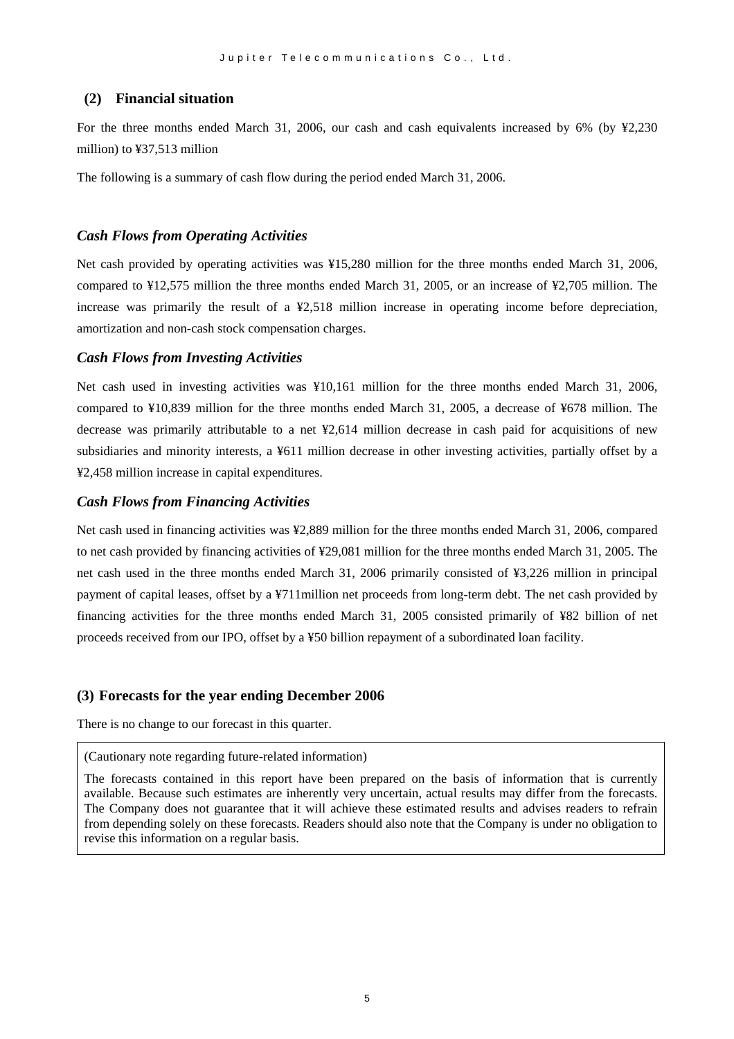## (2) Financial situation

For the three months ended March 31, 2006, our cash and cash equivalents increased by 6% (by ¥2,230 million) to ¥37,513 million

The following is a summary of cash flow during the period ended March 31, 2006.

### *Cash Flows from Operating Activities*

Net cash provided by operating activities was ¥15,280 million for the three months ended March 31, 2006, compared to ¥12,575 million the three months ended March 31, 2005, or an increase of ¥2,705 million. The increase was primarily the result of a ¥2,518 million increase in operating income before depreciation, amortization and non-cash stock compensation charges.

### *Cash Flows from Investing Activities*

Net cash used in investing activities was ¥10,161 million for the three months ended March 31, 2006, compared to ¥10,839 million for the three months ended March 31, 2005, a decrease of ¥678 million. The decrease was primarily attributable to a net ¥2,614 million decrease in cash paid for acquisitions of new subsidiaries and minority interests, a ¥611 million decrease in other investing activities, partially offset by a ¥2,458 million increase in capital expenditures.

### *Cash Flows from Financing Activities*

Net cash used in financing activities was ¥2,889 million for the three months ended March 31, 2006, compared to net cash provided by financing activities of ¥29,081 million for the three months ended March 31, 2005. The net cash used in the three months ended March 31, 2006 primarily consisted of ¥3,226 million in principal payment of capital leases, offset by a ¥711million net proceeds from long-term debt. The net cash provided by financing activities for the three months ended March 31, 2005 consisted primarily of ¥82 billion of net proceeds received from our IPO, offset by a ¥50 billion repayment of a subordinated loan facility.

## (3) Forecasts for the year ending December 2006

There is no change to our forecast in this quarter.

(Cautionary note regarding future-related information)

The forecasts contained in this report have been prepared on the basis of information that is currently available. Because such estimates are inherently very uncertain, actual results may differ from the forecasts. The Company does not guarantee that it will achieve these estimated results and advises readers to refrain from depending solely on these forecasts. Readers should also note that the Company is under no obligation to revise this information on a regular basis.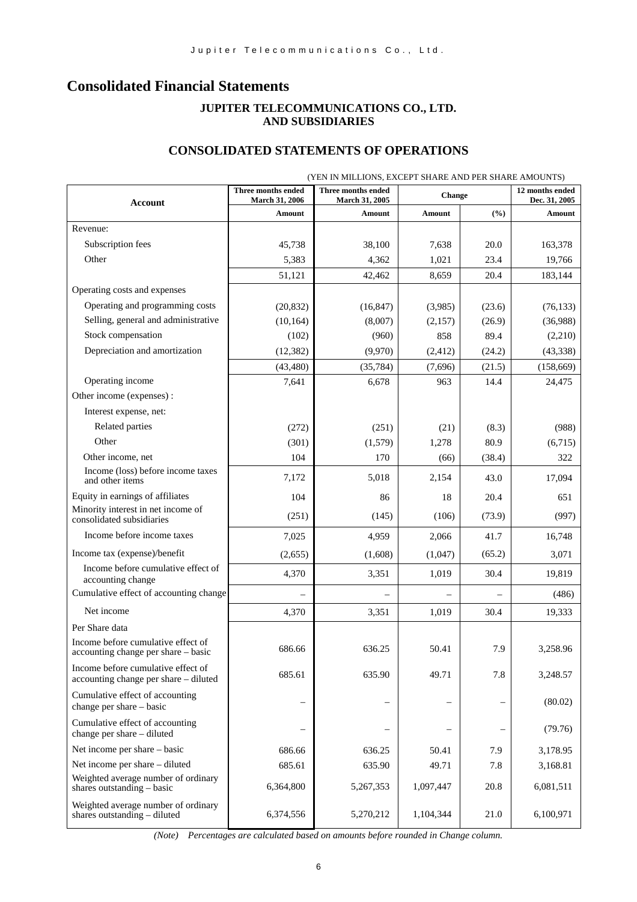# Consolidated Financial Statements

**JUPITER TELECOMMUNICATIONS CO., LTD.**
**AND SUBSIDIARIES**

## CONSOLIDATED STATEMENTS OF OPERATIONS

(YEN IN MILLIONS, EXCEPT SHARE AND PER SHARE AMOUNTS)

| Account | Three months ended March 31, 2006 | Three months ended March 31, 2005 | Change | | 12 months ended Dec. 31, 2005 |
|---|---|---|---|---|---|
| | Amount | Amount | Amount | (%) | Amount |
| Revenue: | | | | | |
| Subscription fees | 45,738 | 38,100 | 7,638 | 20.0 | 163,378 |
| Other | 5,383 | 4,362 | 1,021 | 23.4 | 19,766 |
| | 51,121 | 42,462 | 8,659 | 20.4 | 183,144 |
| Operating costs and expenses | | | | | |
| Operating and programming costs | (20,832) | (16,847) | (3,985) | (23.6) | (76,133) |
| Selling, general and administrative | (10,164) | (8,007) | (2,157) | (26.9) | (36,988) |
| Stock compensation | (102) | (960) | 858 | 89.4 | (2,210) |
| Depreciation and amortization | (12,382) | (9,970) | (2,412) | (24.2) | (43,338) |
| | (43,480) | (35,784) | (7,696) | (21.5) | (158,669) |
| Operating income | 7,641 | 6,678 | 963 | 14.4 | 24,475 |
| Other income (expenses) : | | | | | |
| Interest expense, net: | | | | | |
| Related parties | (272) | (251) | (21) | (8.3) | (988) |
| Other | (301) | (1,579) | 1,278 | 80.9 | (6,715) |
| Other income, net | 104 | 170 | (66) | (38.4) | 322 |
| Income (loss) before income taxes and other items | 7,172 | 5,018 | 2,154 | 43.0 | 17,094 |
| Equity in earnings of affiliates | 104 | 86 | 18 | 20.4 | 651 |
| Minority interest in net income of consolidated subsidiaries | (251) | (145) | (106) | (73.9) | (997) |
| Income before income taxes | 7,025 | 4,959 | 2,066 | 41.7 | 16,748 |
| Income tax (expense)/benefit | (2,655) | (1,608) | (1,047) | (65.2) | 3,071 |
| Income before cumulative effect of accounting change | 4,370 | 3,351 | 1,019 | 30.4 | 19,819 |
| Cumulative effect of accounting change | – | – | – | – | (486) |
| Net income | 4,370 | 3,351 | 1,019 | 30.4 | 19,333 |
| Per Share data | | | | | |
| Income before cumulative effect of accounting change per share – basic | 686.66 | 636.25 | 50.41 | 7.9 | 3,258.96 |
| Income before cumulative effect of accounting change per share – diluted | 685.61 | 635.90 | 49.71 | 7.8 | 3,248.57 |
| Cumulative effect of accounting change per share – basic | – | – | – | – | (80.02) |
| Cumulative effect of accounting change per share – diluted | – | – | – | – | (79.76) |
| Net income per share – basic | 686.66 | 636.25 | 50.41 | 7.9 | 3,178.95 |
| Net income per share – diluted | 685.61 | 635.90 | 49.71 | 7.8 | 3,168.81 |
| Weighted average number of ordinary shares outstanding – basic | 6,364,800 | 5,267,353 | 1,097,447 | 20.8 | 6,081,511 |
| Weighted average number of ordinary shares outstanding – diluted | 6,374,556 | 5,270,212 | 1,104,344 | 21.0 | 6,100,971 |

*(Note) Percentages are calculated based on amounts before rounded in Change column.*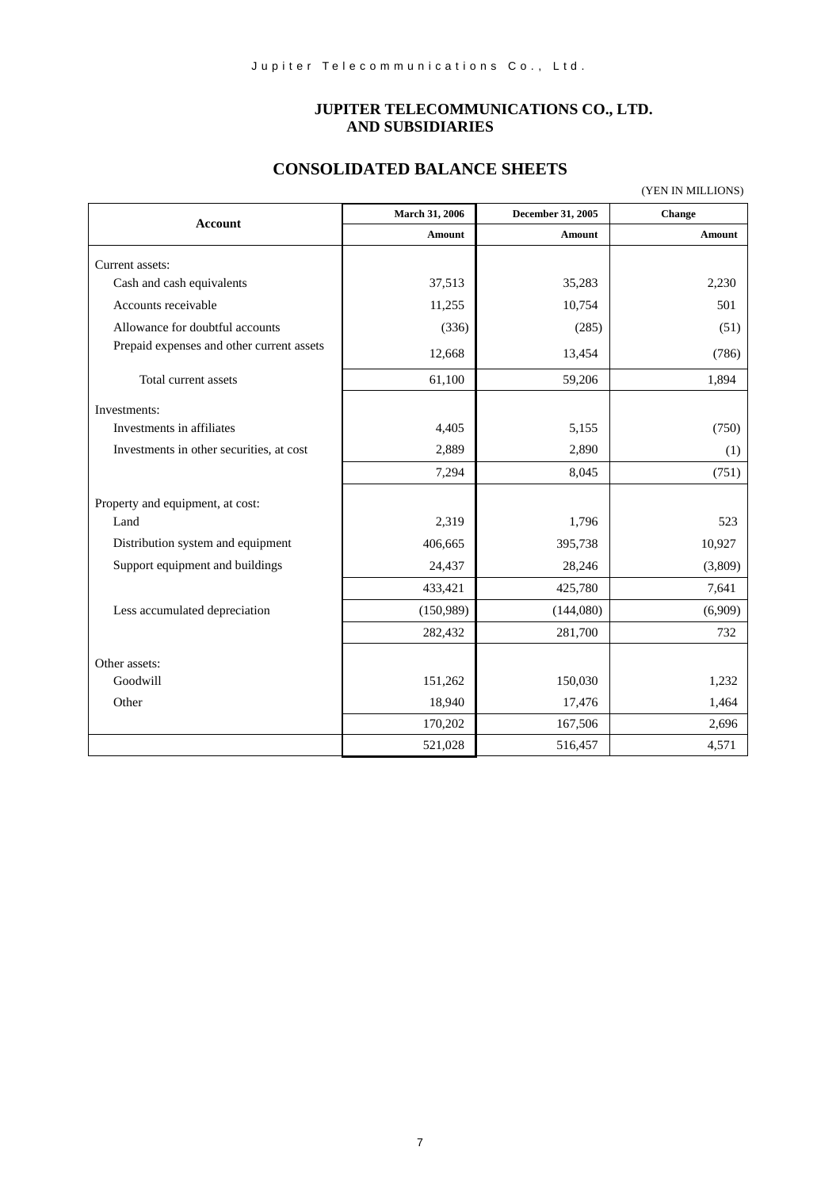# JUPITER TELECOMMUNICATIONS CO., LTD. AND SUBSIDIARIES

## CONSOLIDATED BALANCE SHEETS

(YEN IN MILLIONS)

| Account | March 31, 2006 | December 31, 2005 | Change |
|---|---|---|---|
| | Amount | Amount | Amount |
| Current assets: | | | |
| Cash and cash equivalents | 37,513 | 35,283 | 2,230 |
| Accounts receivable | 11,255 | 10,754 | 501 |
| Allowance for doubtful accounts | (336) | (285) | (51) |
| Prepaid expenses and other current assets | 12,668 | 13,454 | (786) |
| Total current assets | 61,100 | 59,206 | 1,894 |
| Investments: | | | |
| Investments in affiliates | 4,405 | 5,155 | (750) |
| Investments in other securities, at cost | 2,889 | 2,890 | (1) |
| | 7,294 | 8,045 | (751) |
| Property and equipment, at cost: | | | |
| Land | 2,319 | 1,796 | 523 |
| Distribution system and equipment | 406,665 | 395,738 | 10,927 |
| Support equipment and buildings | 24,437 | 28,246 | (3,809) |
| | 433,421 | 425,780 | 7,641 |
| Less accumulated depreciation | (150,989) | (144,080) | (6,909) |
| | 282,432 | 281,700 | 732 |
| Other assets: | | | |
| Goodwill | 151,262 | 150,030 | 1,232 |
| Other | 18,940 | 17,476 | 1,464 |
| | 170,202 | 167,506 | 2,696 |
| | 521,028 | 516,457 | 4,571 |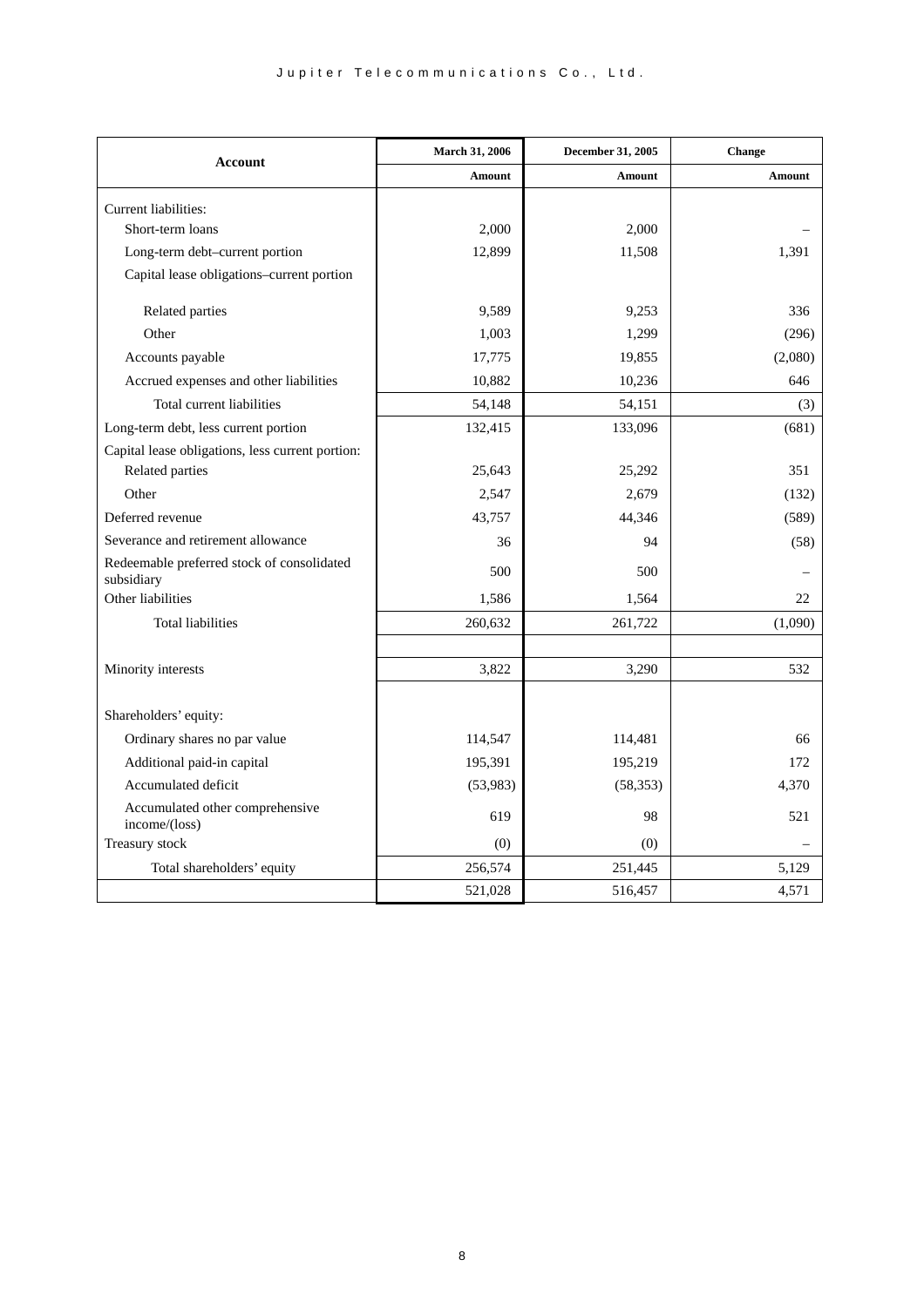| Account | March 31, 2006 | December 31, 2005 | Change |
|---|---|---|---|
| | Amount | Amount | Amount |
| Current liabilities: | | | |
| Short-term loans | 2,000 | 2,000 | – |
| Long-term debt–current portion | 12,899 | 11,508 | 1,391 |
| Capital lease obligations–current portion | | | |
| Related parties | 9,589 | 9,253 | 336 |
| Other | 1,003 | 1,299 | (296) |
| Accounts payable | 17,775 | 19,855 | (2,080) |
| Accrued expenses and other liabilities | 10,882 | 10,236 | 646 |
| Total current liabilities | 54,148 | 54,151 | (3) |
| Long-term debt, less current portion | 132,415 | 133,096 | (681) |
| Capital lease obligations, less current portion: | | | |
| Related parties | 25,643 | 25,292 | 351 |
| Other | 2,547 | 2,679 | (132) |
| Deferred revenue | 43,757 | 44,346 | (589) |
| Severance and retirement allowance | 36 | 94 | (58) |
| Redeemable preferred stock of consolidated subsidiary | 500 | 500 | – |
| Other liabilities | 1,586 | 1,564 | 22 |
| Total liabilities | 260,632 | 261,722 | (1,090) |
| | | | |
| Minority interests | 3,822 | 3,290 | 532 |
| | | | |
| Shareholders' equity: | | | |
| Ordinary shares no par value | 114,547 | 114,481 | 66 |
| Additional paid-in capital | 195,391 | 195,219 | 172 |
| Accumulated deficit | (53,983) | (58,353) | 4,370 |
| Accumulated other comprehensive income/(loss) | 619 | 98 | 521 |
| Treasury stock | (0) | (0) | – |
| Total shareholders' equity | 256,574 | 251,445 | 5,129 |
| | 521,028 | 516,457 | 4,571 |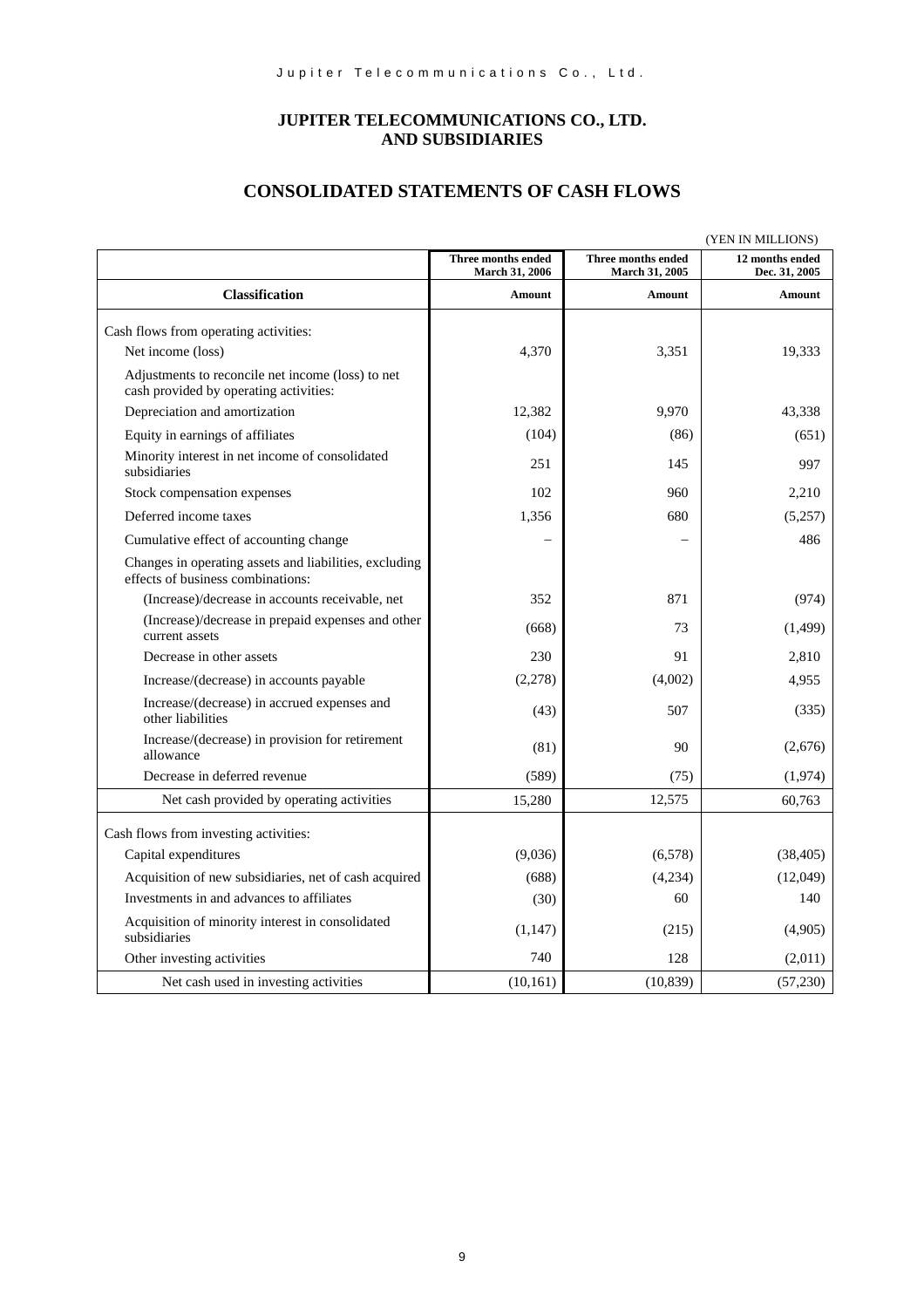# JUPITER TELECOMMUNICATIONS CO., LTD. AND SUBSIDIARIES

## CONSOLIDATED STATEMENTS OF CASH FLOWS

(YEN IN MILLIONS)

| | Three months ended March 31, 2006 | Three months ended March 31, 2005 | 12 months ended Dec. 31, 2005 |
|---|---|---|---|
| **Classification** | **Amount** | **Amount** | **Amount** |
| Cash flows from operating activities: | | | |
| Net income (loss) | 4,370 | 3,351 | 19,333 |
| Adjustments to reconcile net income (loss) to net cash provided by operating activities: | | | |
| Depreciation and amortization | 12,382 | 9,970 | 43,338 |
| Equity in earnings of affiliates | (104) | (86) | (651) |
| Minority interest in net income of consolidated subsidiaries | 251 | 145 | 997 |
| Stock compensation expenses | 102 | 960 | 2,210 |
| Deferred income taxes | 1,356 | 680 | (5,257) |
| Cumulative effect of accounting change | – | – | 486 |
| Changes in operating assets and liabilities, excluding effects of business combinations: | | | |
| (Increase)/decrease in accounts receivable, net | 352 | 871 | (974) |
| (Increase)/decrease in prepaid expenses and other current assets | (668) | 73 | (1,499) |
| Decrease in other assets | 230 | 91 | 2,810 |
| Increase/(decrease) in accounts payable | (2,278) | (4,002) | 4,955 |
| Increase/(decrease) in accrued expenses and other liabilities | (43) | 507 | (335) |
| Increase/(decrease) in provision for retirement allowance | (81) | 90 | (2,676) |
| Decrease in deferred revenue | (589) | (75) | (1,974) |
| Net cash provided by operating activities | 15,280 | 12,575 | 60,763 |
| Cash flows from investing activities: | | | |
| Capital expenditures | (9,036) | (6,578) | (38,405) |
| Acquisition of new subsidiaries, net of cash acquired | (688) | (4,234) | (12,049) |
| Investments in and advances to affiliates | (30) | 60 | 140 |
| Acquisition of minority interest in consolidated subsidiaries | (1,147) | (215) | (4,905) |
| Other investing activities | 740 | 128 | (2,011) |
| Net cash used in investing activities | (10,161) | (10,839) | (57,230) |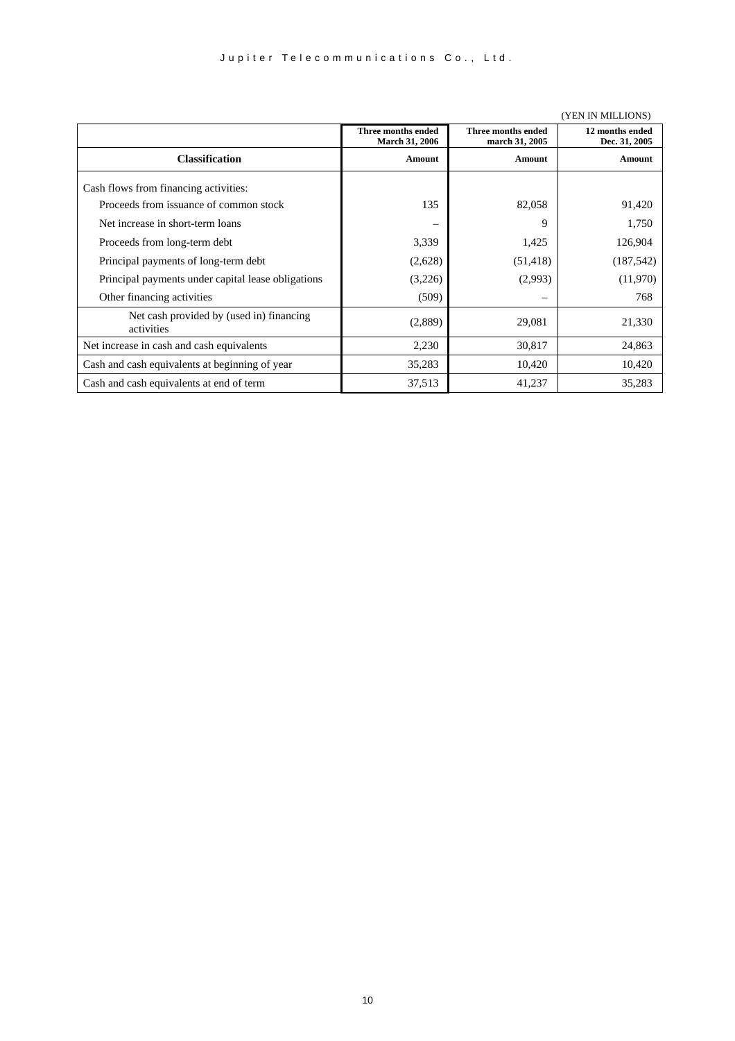(YEN IN MILLIONS)

| | Three months ended March 31, 2006 | Three months ended march 31, 2005 | 12 months ended Dec. 31, 2005 |
|---|---|---|---|
| **Classification** | **Amount** | **Amount** | **Amount** |
| Cash flows from financing activities: | | | |
| Proceeds from issuance of common stock | 135 | 82,058 | 91,420 |
| Net increase in short-term loans | – | 9 | 1,750 |
| Proceeds from long-term debt | 3,339 | 1,425 | 126,904 |
| Principal payments of long-term debt | (2,628) | (51,418) | (187,542) |
| Principal payments under capital lease obligations | (3,226) | (2,993) | (11,970) |
| Other financing activities | (509) | – | 768 |
| Net cash provided by (used in) financing activities | (2,889) | 29,081 | 21,330 |
| Net increase in cash and cash equivalents | 2,230 | 30,817 | 24,863 |
| Cash and cash equivalents at beginning of year | 35,283 | 10,420 | 10,420 |
| Cash and cash equivalents at end of term | 37,513 | 41,237 | 35,283 |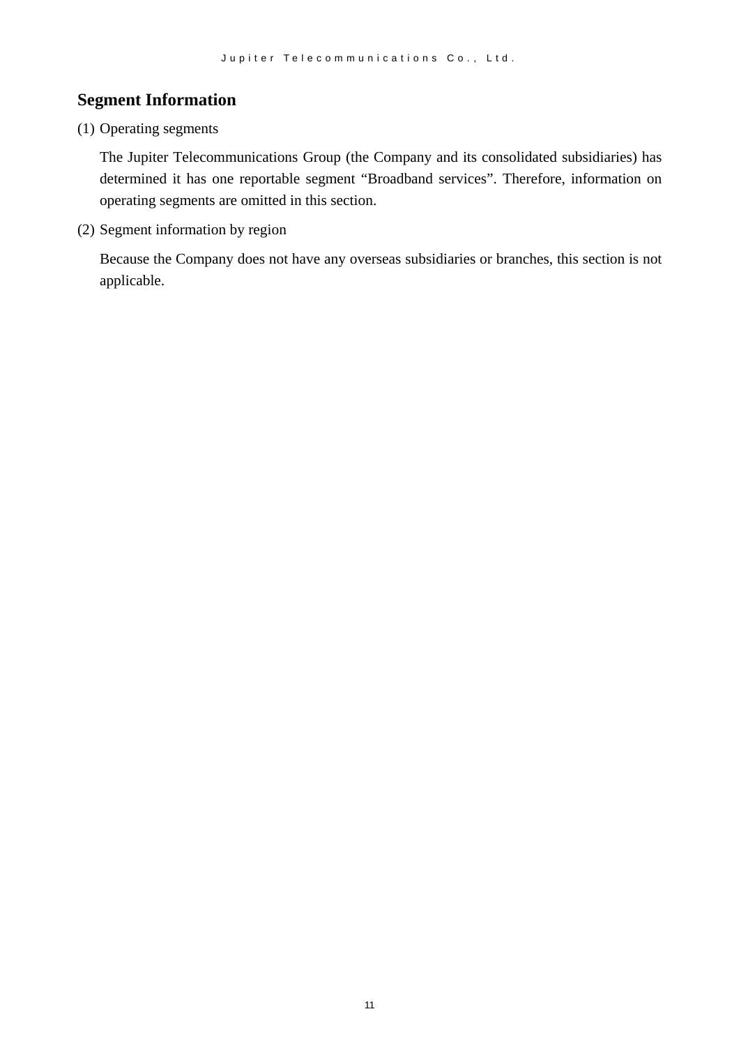## Segment Information

(1) Operating segments

The Jupiter Telecommunications Group (the Company and its consolidated subsidiaries) has determined it has one reportable segment "Broadband services". Therefore, information on operating segments are omitted in this section.

(2) Segment information by region

Because the Company does not have any overseas subsidiaries or branches, this section is not applicable.